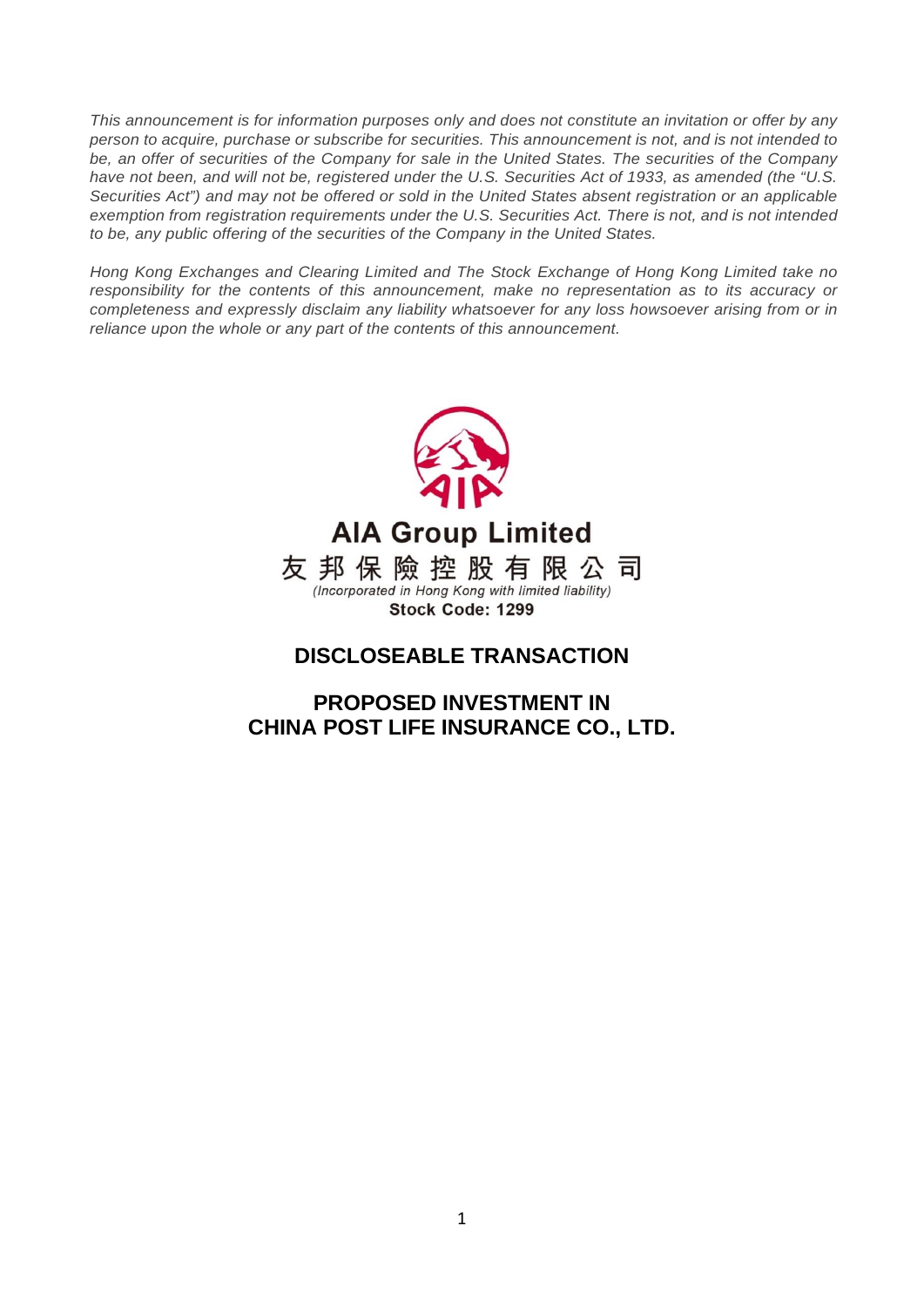*This announcement is for information purposes only and does not constitute an invitation or offer by any person to acquire, purchase or subscribe for securities. This announcement is not, and is not intended to be, an offer of securities of the Company for sale in the United States. The securities of the Company have not been, and will not be, registered under the U.S. Securities Act of 1933, as amended (the "U.S. Securities Act") and may not be offered or sold in the United States absent registration or an applicable exemption from registration requirements under the U.S. Securities Act. There is not, and is not intended to be, any public offering of the securities of the Company in the United States.*

*Hong Kong Exchanges and Clearing Limited and The Stock Exchange of Hong Kong Limited take no responsibility for the contents of this announcement, make no representation as to its accuracy or completeness and expressly disclaim any liability whatsoever for any loss howsoever arising from or in reliance upon the whole or any part of the contents of this announcement.*

**AIA Group Limited**

**友 邦 保 險 控 股 有 限 公 司**

*(Incorporated in Hong Kong with limited liability)*

**Stock Code: 1299**

## DISCLOSEABLE TRANSACTION

## PROPOSED INVESTMENT IN CHINA POST LIFE INSURANCE CO., LTD.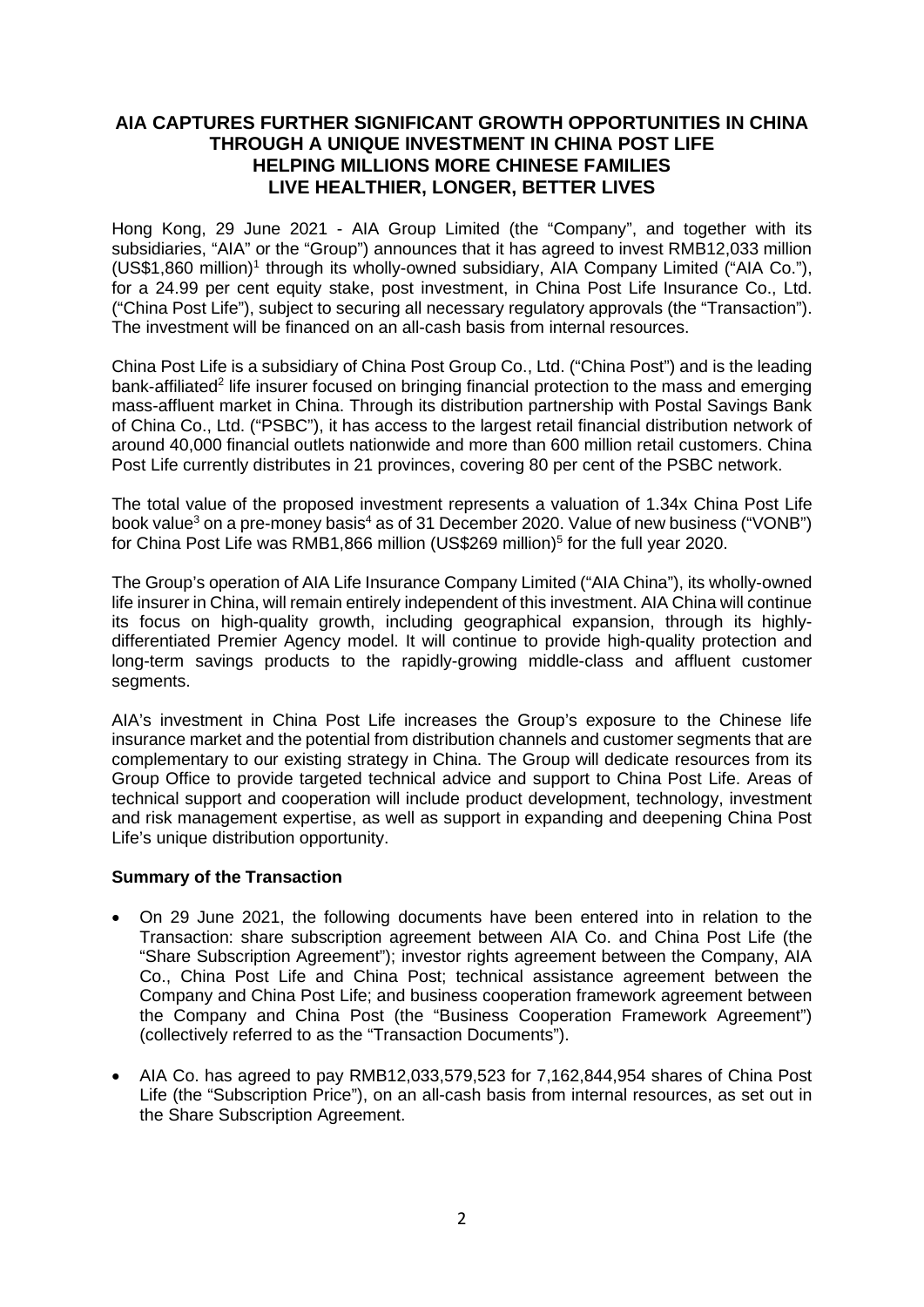**AIA CAPTURES FURTHER SIGNIFICANT GROWTH OPPORTUNITIES IN CHINA THROUGH A UNIQUE INVESTMENT IN CHINA POST LIFE HELPING MILLIONS MORE CHINESE FAMILIES LIVE HEALTHIER, LONGER, BETTER LIVES**

Hong Kong, 29 June 2021 - AIA Group Limited (the "Company", and together with its subsidiaries, "AIA" or the "Group") announces that it has agreed to invest RMB12,033 million (US$1,860 million)[1] through its wholly-owned subsidiary, AIA Company Limited ("AIA Co."), for a 24.99 per cent equity stake, post investment, in China Post Life Insurance Co., Ltd. ("China Post Life"), subject to securing all necessary regulatory approvals (the "Transaction"). The investment will be financed on an all-cash basis from internal resources.

China Post Life is a subsidiary of China Post Group Co., Ltd. ("China Post") and is the leading bank-affiliated[2] life insurer focused on bringing financial protection to the mass and emerging mass-affluent market in China. Through its distribution partnership with Postal Savings Bank of China Co., Ltd. ("PSBC"), it has access to the largest retail financial distribution network of around 40,000 financial outlets nationwide and more than 600 million retail customers. China Post Life currently distributes in 21 provinces, covering 80 per cent of the PSBC network.

The total value of the proposed investment represents a valuation of 1.34x China Post Life book value[3] on a pre-money basis[4] as of 31 December 2020. Value of new business ("VONB") for China Post Life was RMB1,866 million (US$269 million)[5] for the full year 2020.

The Group's operation of AIA Life Insurance Company Limited ("AIA China"), its wholly-owned life insurer in China, will remain entirely independent of this investment. AIA China will continue its focus on high-quality growth, including geographical expansion, through its highly-differentiated Premier Agency model. It will continue to provide high-quality protection and long-term savings products to the rapidly-growing middle-class and affluent customer segments.

AIA's investment in China Post Life increases the Group's exposure to the Chinese life insurance market and the potential from distribution channels and customer segments that are complementary to our existing strategy in China. The Group will dedicate resources from its Group Office to provide targeted technical advice and support to China Post Life. Areas of technical support and cooperation will include product development, technology, investment and risk management expertise, as well as support in expanding and deepening China Post Life's unique distribution opportunity.

**Summary of the Transaction**

- On 29 June 2021, the following documents have been entered into in relation to the Transaction: share subscription agreement between AIA Co. and China Post Life (the "Share Subscription Agreement"); investor rights agreement between the Company, AIA Co., China Post Life and China Post; technical assistance agreement between the Company and China Post Life; and business cooperation framework agreement between the Company and China Post (the "Business Cooperation Framework Agreement") (collectively referred to as the "Transaction Documents").

- AIA Co. has agreed to pay RMB12,033,579,523 for 7,162,844,954 shares of China Post Life (the "Subscription Price"), on an all-cash basis from internal resources, as set out in the Share Subscription Agreement.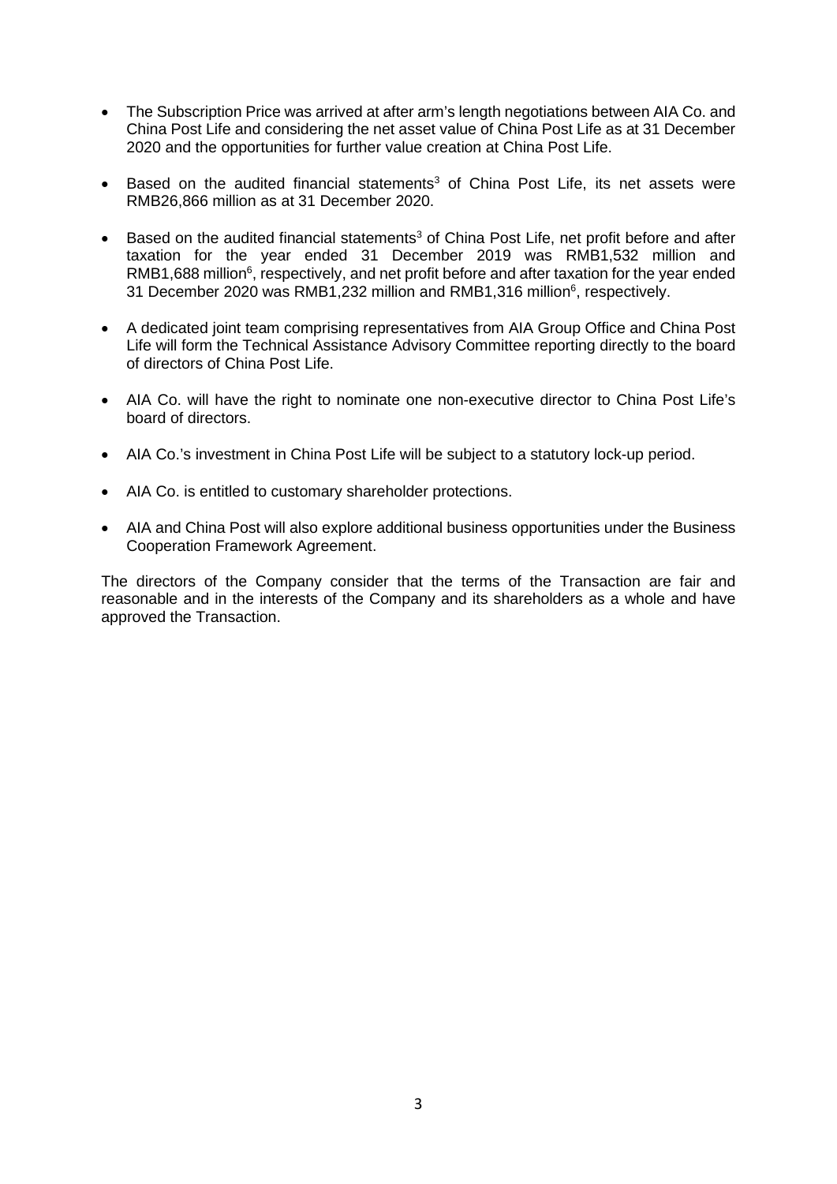- The Subscription Price was arrived at after arm's length negotiations between AIA Co. and China Post Life and considering the net asset value of China Post Life as at 31 December 2020 and the opportunities for further value creation at China Post Life.

- Based on the audited financial statements[3] of China Post Life, its net assets were RMB26,866 million as at 31 December 2020.

- Based on the audited financial statements[3] of China Post Life, net profit before and after taxation for the year ended 31 December 2019 was RMB1,532 million and RMB1,688 million[6], respectively, and net profit before and after taxation for the year ended 31 December 2020 was RMB1,232 million and RMB1,316 million[6], respectively.

- A dedicated joint team comprising representatives from AIA Group Office and China Post Life will form the Technical Assistance Advisory Committee reporting directly to the board of directors of China Post Life.

- AIA Co. will have the right to nominate one non-executive director to China Post Life's board of directors.

- AIA Co.'s investment in China Post Life will be subject to a statutory lock-up period.

- AIA Co. is entitled to customary shareholder protections.

- AIA and China Post will also explore additional business opportunities under the Business Cooperation Framework Agreement.

The directors of the Company consider that the terms of the Transaction are fair and reasonable and in the interests of the Company and its shareholders as a whole and have approved the Transaction.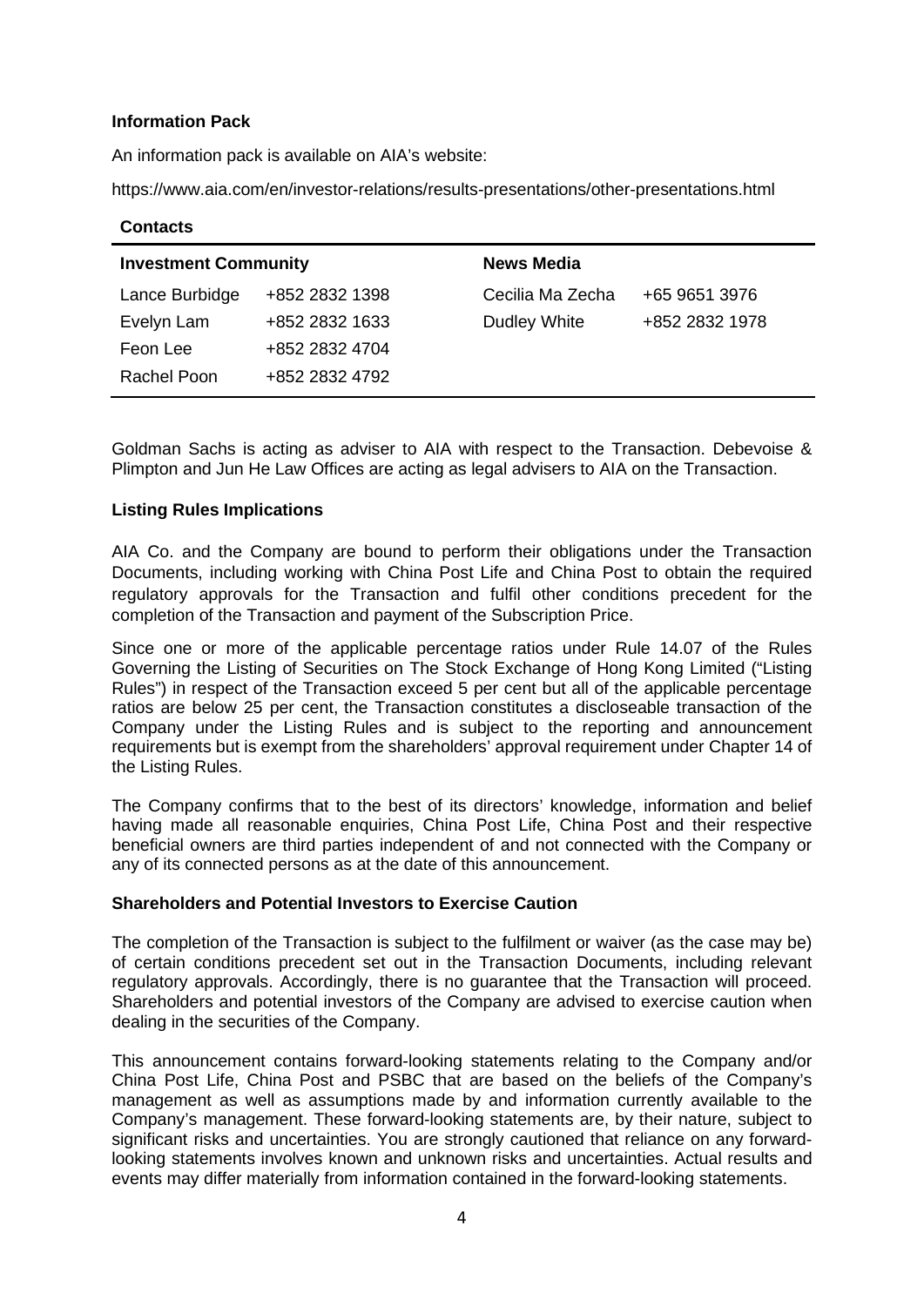**Information Pack**

An information pack is available on AIA's website:

https://www.aia.com/en/investor-relations/results-presentations/other-presentations.html

**Contacts**

| **Investment Community** | | **News Media** | |
|---|---|---|---|
| Lance Burbidge | +852 2832 1398 | Cecilia Ma Zecha | +65 9651 3976 |
| Evelyn Lam | +852 2832 1633 | Dudley White | +852 2832 1978 |
| Feon Lee | +852 2832 4704 | | |
| Rachel Poon | +852 2832 4792 | | |

Goldman Sachs is acting as adviser to AIA with respect to the Transaction. Debevoise & Plimpton and Jun He Law Offices are acting as legal advisers to AIA on the Transaction.

**Listing Rules Implications**

AIA Co. and the Company are bound to perform their obligations under the Transaction Documents, including working with China Post Life and China Post to obtain the required regulatory approvals for the Transaction and fulfil other conditions precedent for the completion of the Transaction and payment of the Subscription Price.

Since one or more of the applicable percentage ratios under Rule 14.07 of the Rules Governing the Listing of Securities on The Stock Exchange of Hong Kong Limited ("Listing Rules") in respect of the Transaction exceed 5 per cent but all of the applicable percentage ratios are below 25 per cent, the Transaction constitutes a discloseable transaction of the Company under the Listing Rules and is subject to the reporting and announcement requirements but is exempt from the shareholders' approval requirement under Chapter 14 of the Listing Rules.

The Company confirms that to the best of its directors' knowledge, information and belief having made all reasonable enquiries, China Post Life, China Post and their respective beneficial owners are third parties independent of and not connected with the Company or any of its connected persons as at the date of this announcement.

**Shareholders and Potential Investors to Exercise Caution**

The completion of the Transaction is subject to the fulfilment or waiver (as the case may be) of certain conditions precedent set out in the Transaction Documents, including relevant regulatory approvals. Accordingly, there is no guarantee that the Transaction will proceed. Shareholders and potential investors of the Company are advised to exercise caution when dealing in the securities of the Company.

This announcement contains forward-looking statements relating to the Company and/or China Post Life, China Post and PSBC that are based on the beliefs of the Company's management as well as assumptions made by and information currently available to the Company's management. These forward-looking statements are, by their nature, subject to significant risks and uncertainties. You are strongly cautioned that reliance on any forward-looking statements involves known and unknown risks and uncertainties. Actual results and events may differ materially from information contained in the forward-looking statements.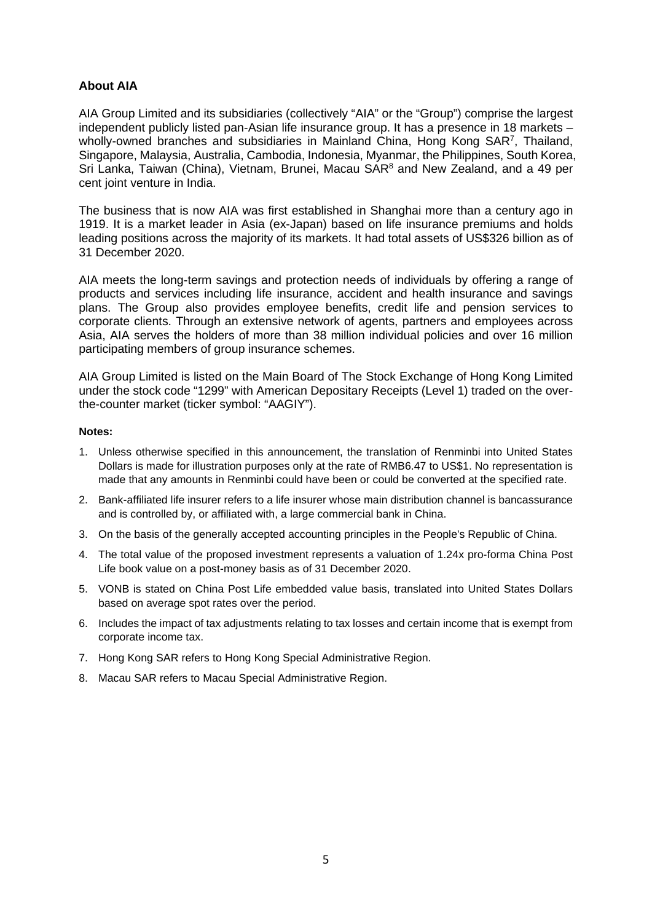**About AIA**

AIA Group Limited and its subsidiaries (collectively "AIA" or the "Group") comprise the largest independent publicly listed pan-Asian life insurance group. It has a presence in 18 markets – wholly-owned branches and subsidiaries in Mainland China, Hong Kong SAR[7], Thailand, Singapore, Malaysia, Australia, Cambodia, Indonesia, Myanmar, the Philippines, South Korea, Sri Lanka, Taiwan (China), Vietnam, Brunei, Macau SAR[8] and New Zealand, and a 49 per cent joint venture in India.

The business that is now AIA was first established in Shanghai more than a century ago in 1919. It is a market leader in Asia (ex-Japan) based on life insurance premiums and holds leading positions across the majority of its markets. It had total assets of US$326 billion as of 31 December 2020.

AIA meets the long-term savings and protection needs of individuals by offering a range of products and services including life insurance, accident and health insurance and savings plans. The Group also provides employee benefits, credit life and pension services to corporate clients. Through an extensive network of agents, partners and employees across Asia, AIA serves the holders of more than 38 million individual policies and over 16 million participating members of group insurance schemes.

AIA Group Limited is listed on the Main Board of The Stock Exchange of Hong Kong Limited under the stock code "1299" with American Depositary Receipts (Level 1) traded on the over-the-counter market (ticker symbol: "AAGIY").

**Notes:**

1. Unless otherwise specified in this announcement, the translation of Renminbi into United States Dollars is made for illustration purposes only at the rate of RMB6.47 to US$1. No representation is made that any amounts in Renminbi could have been or could be converted at the specified rate.
2. Bank-affiliated life insurer refers to a life insurer whose main distribution channel is bancassurance and is controlled by, or affiliated with, a large commercial bank in China.
3. On the basis of the generally accepted accounting principles in the People's Republic of China.
4. The total value of the proposed investment represents a valuation of 1.24x pro-forma China Post Life book value on a post-money basis as of 31 December 2020.
5. VONB is stated on China Post Life embedded value basis, translated into United States Dollars based on average spot rates over the period.
6. Includes the impact of tax adjustments relating to tax losses and certain income that is exempt from corporate income tax.
7. Hong Kong SAR refers to Hong Kong Special Administrative Region.
8. Macau SAR refers to Macau Special Administrative Region.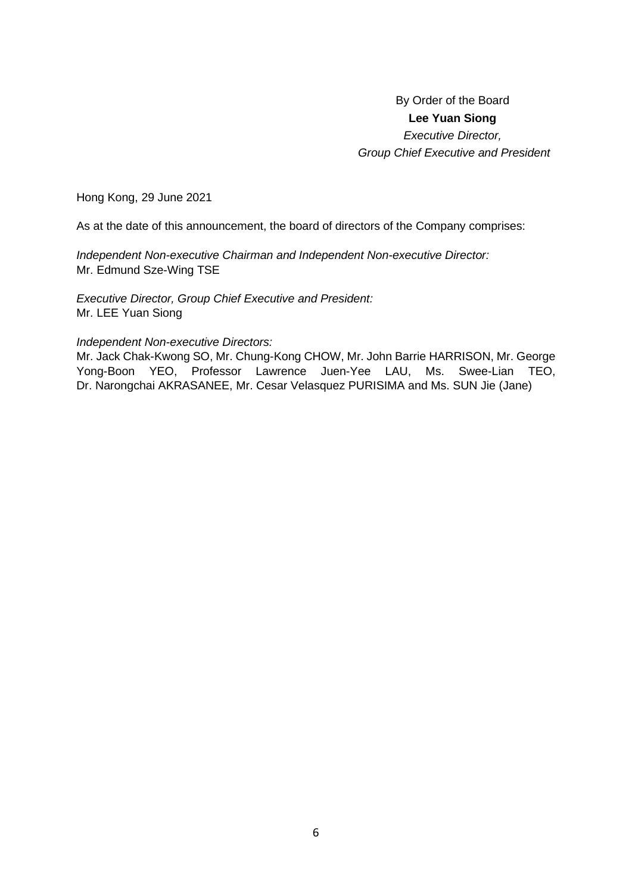By Order of the Board
**Lee Yuan Siong**
*Executive Director,*
*Group Chief Executive and President*

Hong Kong, 29 June 2021

As at the date of this announcement, the board of directors of the Company comprises:

*Independent Non-executive Chairman and Independent Non-executive Director:*
Mr. Edmund Sze-Wing TSE

*Executive Director, Group Chief Executive and President:*
Mr. LEE Yuan Siong

*Independent Non-executive Directors:*
Mr. Jack Chak-Kwong SO, Mr. Chung-Kong CHOW, Mr. John Barrie HARRISON, Mr. George Yong-Boon YEO, Professor Lawrence Juen-Yee LAU, Ms. Swee-Lian TEO, Dr. Narongchai AKRASANEE, Mr. Cesar Velasquez PURISIMA and Ms. SUN Jie (Jane)